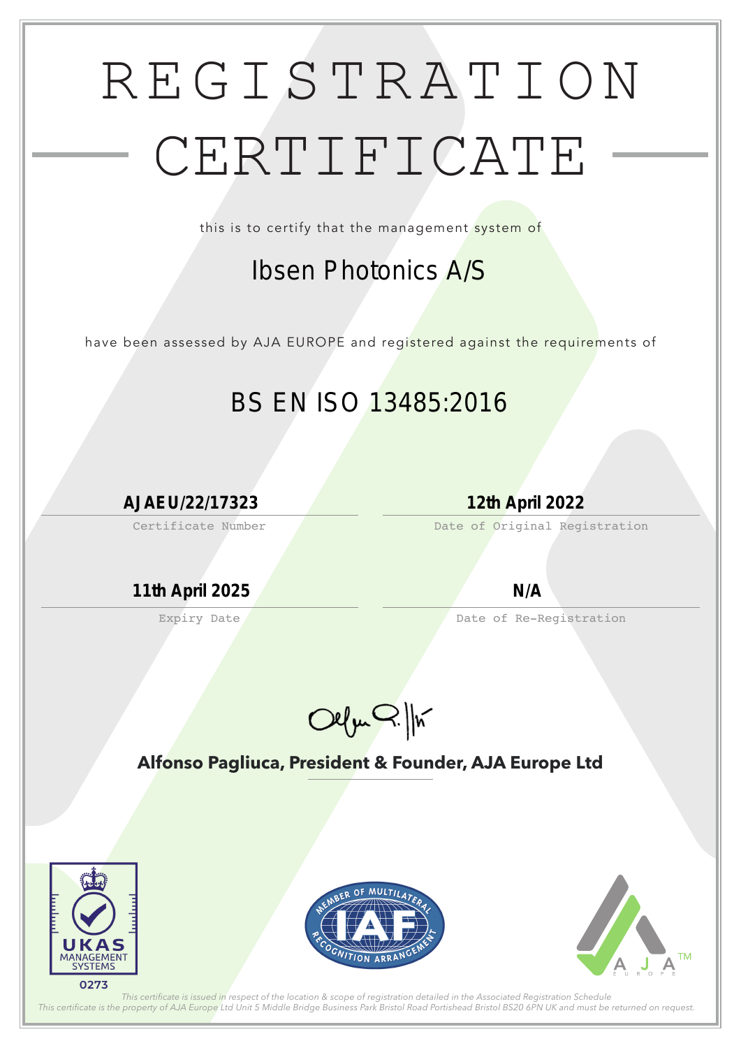# REGISTRATION CERTIFICATE

this is to certify that the management system of

## Ibsen Photonics A/S

have been assessed by AJA EUROPE and registered against the requirements of

## BS EN ISO 13485:2016

| | |
|---|---|
| **AJAEU/22/17323** | **12th April 2022** |
| Certificate Number | Date of Original Registration |
| **11th April 2025** | **N/A** |
| Expiry Date | Date of Re-Registration |

**Alfonso Pagliuca, President & Founder, AJA Europe Ltd**

UKAS MANAGEMENT SYSTEMS 0273

MEMBER OF MULTILATERAL RECOGNITION ARRANGEMENT IAF

AJA EUROPE™

*This certificate is issued in respect of the location & scope of registration detailed in the Associated Registration Schedule*
*This certificate is the property of AJA Europe Ltd Unit 5 Middle Bridge Business Park Bristol Road Portishead Bristol BS20 6PN UK and must be returned on request.*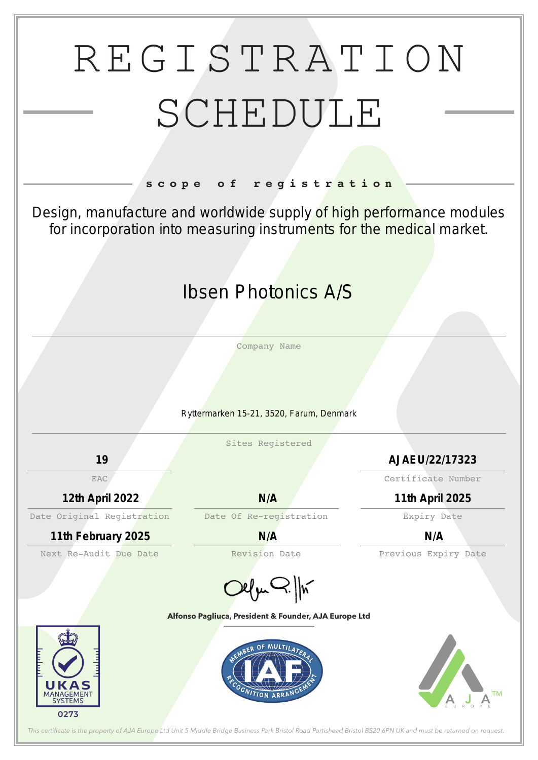# REGISTRATION SCHEDULE

scope of registration

Design, manufacture and worldwide supply of high performance modules for incorporation into measuring instruments for the medical market.

Ibsen Photonics A/S

Company Name

Ryttermarken 15-21, 3520, Farum, Denmark

Sites Registered

| | | |
|---|---|---|
| **19** | | **AJAEU/22/17323** |
| EAC | | Certificate Number |
| **12th April 2022** | **N/A** | **11th April 2025** |
| Date Original Registration | Date Of Re-registration | Expiry Date |
| **11th February 2025** | **N/A** | **N/A** |
| Next Re-Audit Due Date | Revision Date | Previous Expiry Date |

**Alfonso Pagliuca, President & Founder, AJA Europe Ltd**

UKAS MANAGEMENT SYSTEMS 0273

MEMBER OF MULTILATERAL RECOGNITION ARRANGEMENT IAF

AJA EUROPE™

*This certificate is the property of AJA Europe Ltd Unit 5 Middle Bridge Business Park Bristol Road Portishead Bristol BS20 6PN UK and must be returned on request.*